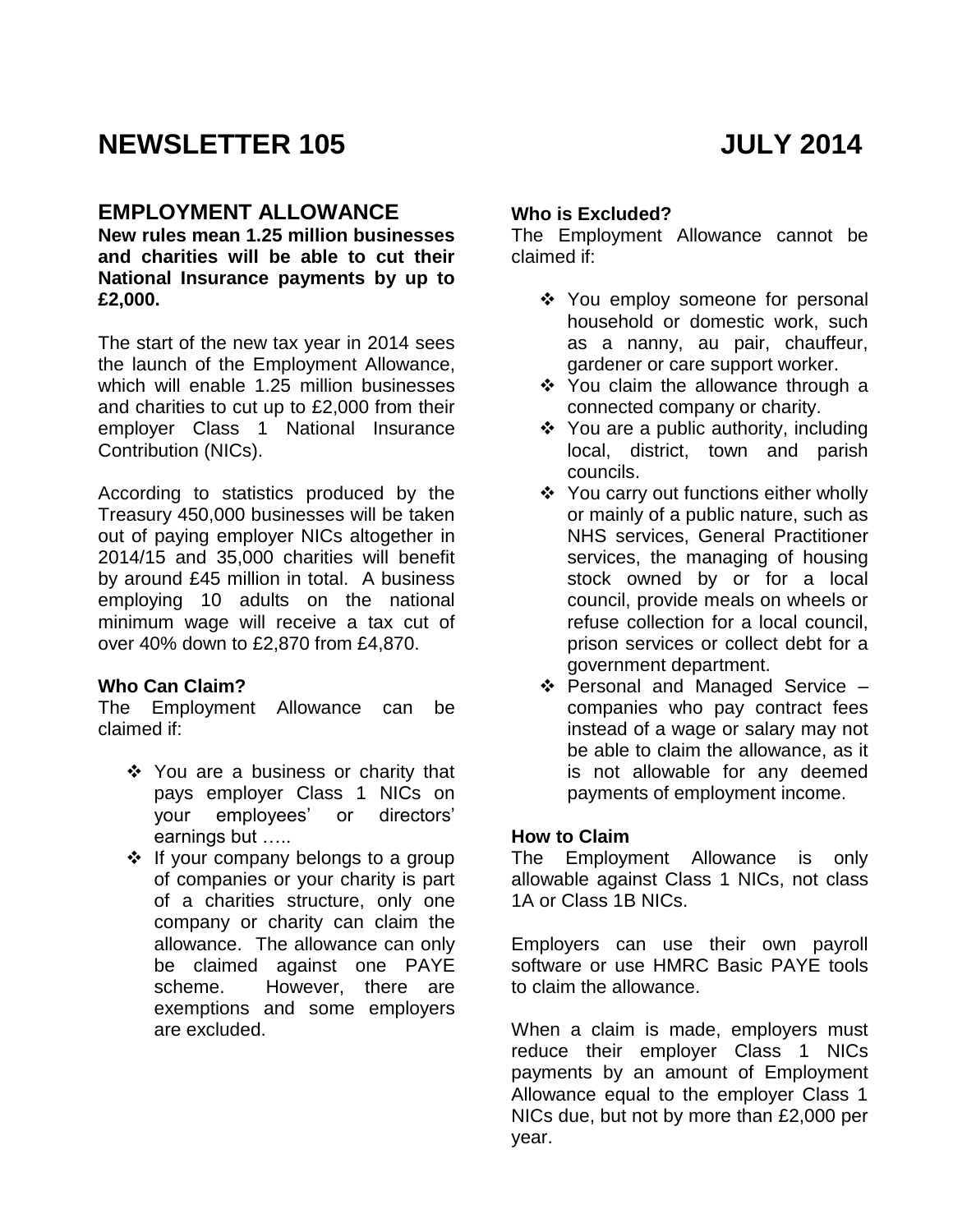# NEWSLETTER 105 JULY 2014

## EMPLOYMENT ALLOWANCE

**New rules mean 1.25 million businesses and charities will be able to cut their National Insurance payments by up to £2,000.**

The start of the new tax year in 2014 sees the launch of the Employment Allowance, which will enable 1.25 million businesses and charities to cut up to £2,000 from their employer Class 1 National Insurance Contribution (NICs).

According to statistics produced by the Treasury 450,000 businesses will be taken out of paying employer NICs altogether in 2014/15 and 35,000 charities will benefit by around £45 million in total. A business employing 10 adults on the national minimum wage will receive a tax cut of over 40% down to £2,870 from £4,870.

### Who Can Claim?

The Employment Allowance can be claimed if:

- You are a business or charity that pays employer Class 1 NICs on your employees' or directors' earnings but …..
- If your company belongs to a group of companies or your charity is part of a charities structure, only one company or charity can claim the allowance. The allowance can only be claimed against one PAYE scheme. However, there are exemptions and some employers are excluded.

### Who is Excluded?

The Employment Allowance cannot be claimed if:

- You employ someone for personal household or domestic work, such as a nanny, au pair, chauffeur, gardener or care support worker.
- You claim the allowance through a connected company or charity.
- You are a public authority, including local, district, town and parish councils.
- You carry out functions either wholly or mainly of a public nature, such as NHS services, General Practitioner services, the managing of housing stock owned by or for a local council, provide meals on wheels or refuse collection for a local council, prison services or collect debt for a government department.
- Personal and Managed Service – companies who pay contract fees instead of a wage or salary may not be able to claim the allowance, as it is not allowable for any deemed payments of employment income.

### How to Claim

The Employment Allowance is only allowable against Class 1 NICs, not class 1A or Class 1B NICs.

Employers can use their own payroll software or use HMRC Basic PAYE tools to claim the allowance.

When a claim is made, employers must reduce their employer Class 1 NICs payments by an amount of Employment Allowance equal to the employer Class 1 NICs due, but not by more than £2,000 per year.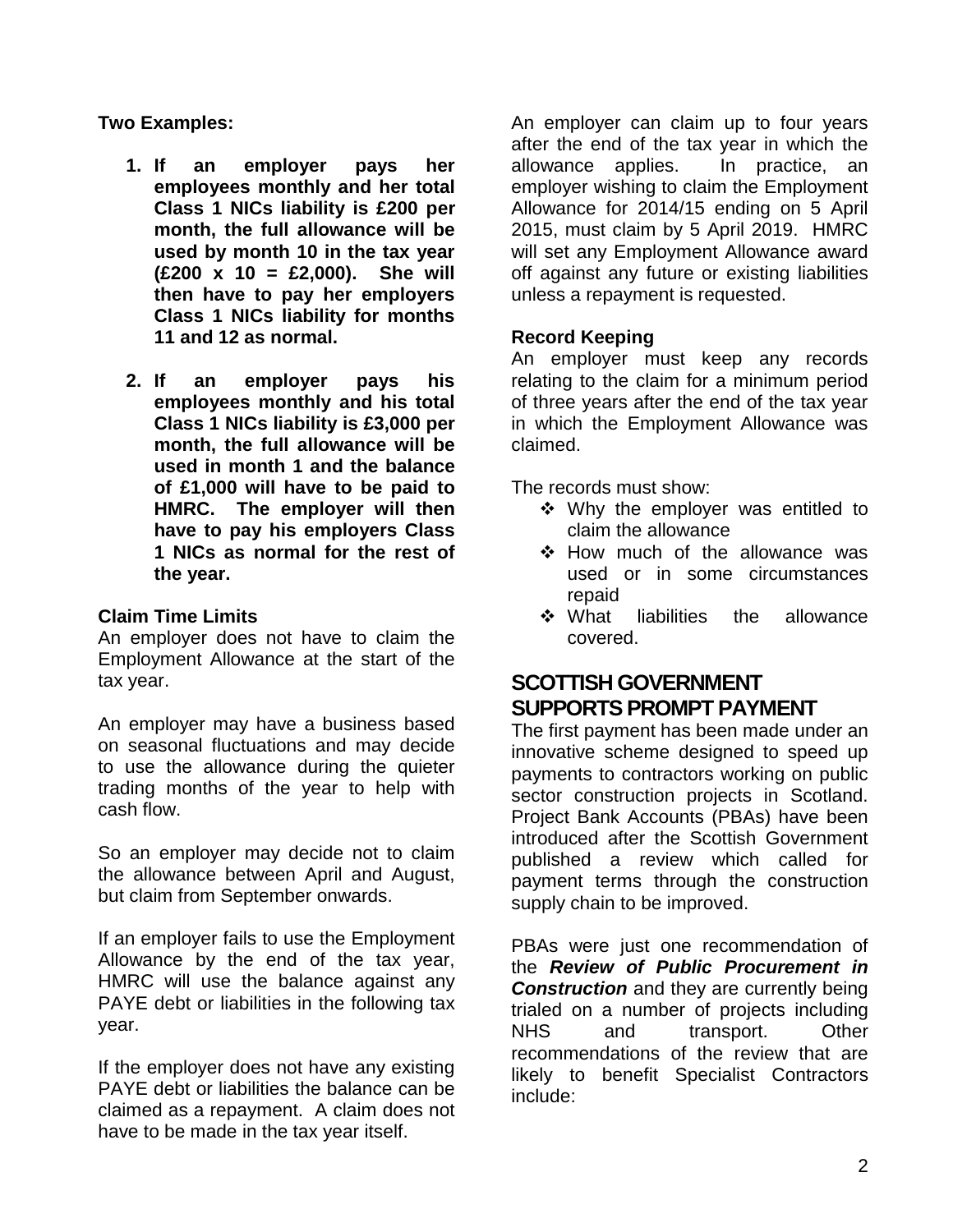**Two Examples:**

1. **If an employer pays her employees monthly and her total Class 1 NICs liability is £200 per month, the full allowance will be used by month 10 in the tax year (£200 x 10 = £2,000). She will then have to pay her employers Class 1 NICs liability for months 11 and 12 as normal.**

2. **If an employer pays his employees monthly and his total Class 1 NICs liability is £3,000 per month, the full allowance will be used in month 1 and the balance of £1,000 will have to be paid to HMRC. The employer will then have to pay his employers Class 1 NICs as normal for the rest of the year.**

**Claim Time Limits**

An employer does not have to claim the Employment Allowance at the start of the tax year.

An employer may have a business based on seasonal fluctuations and may decide to use the allowance during the quieter trading months of the year to help with cash flow.

So an employer may decide not to claim the allowance between April and August, but claim from September onwards.

If an employer fails to use the Employment Allowance by the end of the tax year, HMRC will use the balance against any PAYE debt or liabilities in the following tax year.

If the employer does not have any existing PAYE debt or liabilities the balance can be claimed as a repayment. A claim does not have to be made in the tax year itself.

An employer can claim up to four years after the end of the tax year in which the allowance applies. In practice, an employer wishing to claim the Employment Allowance for 2014/15 ending on 5 April 2015, must claim by 5 April 2019. HMRC will set any Employment Allowance award off against any future or existing liabilities unless a repayment is requested.

**Record Keeping**

An employer must keep any records relating to the claim for a minimum period of three years after the end of the tax year in which the Employment Allowance was claimed.

The records must show:

- Why the employer was entitled to claim the allowance
- How much of the allowance was used or in some circumstances repaid
- What liabilities the allowance covered.

## SCOTTISH GOVERNMENT SUPPORTS PROMPT PAYMENT

The first payment has been made under an innovative scheme designed to speed up payments to contractors working on public sector construction projects in Scotland. Project Bank Accounts (PBAs) have been introduced after the Scottish Government published a review which called for payment terms through the construction supply chain to be improved.

PBAs were just one recommendation of the ***Review of Public Procurement in Construction*** and they are currently being trialed on a number of projects including NHS and transport. Other recommendations of the review that are likely to benefit Specialist Contractors include: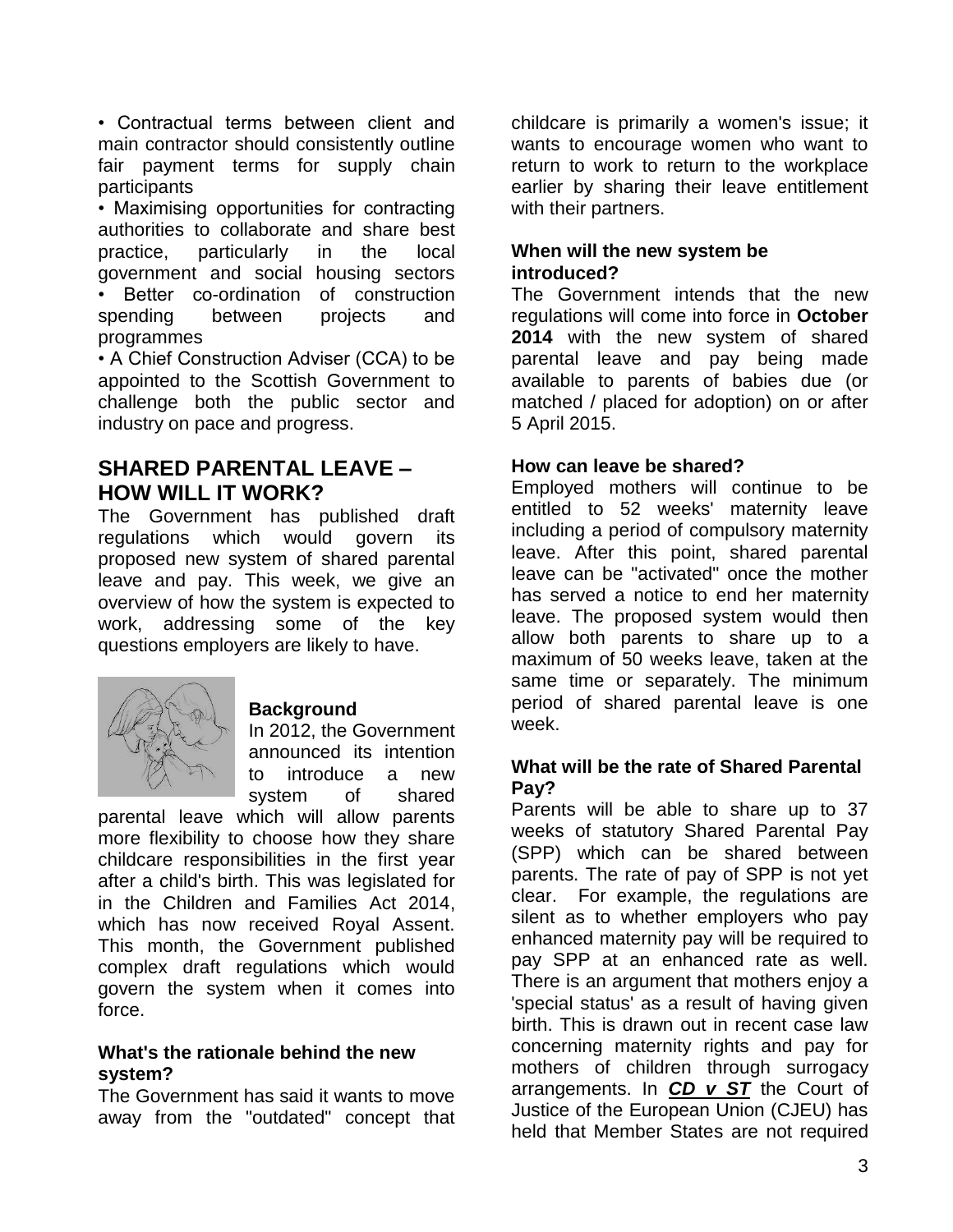• Contractual terms between client and main contractor should consistently outline fair payment terms for supply chain participants

• Maximising opportunities for contracting authorities to collaborate and share best practice, particularly in the local government and social housing sectors

• Better co-ordination of construction spending between projects and programmes

• A Chief Construction Adviser (CCA) to be appointed to the Scottish Government to challenge both the public sector and industry on pace and progress.

## SHARED PARENTAL LEAVE – HOW WILL IT WORK?

The Government has published draft regulations which would govern its proposed new system of shared parental leave and pay. This week, we give an overview of how the system is expected to work, addressing some of the key questions employers are likely to have.

**Background**

In 2012, the Government announced its intention to introduce a new system of shared parental leave which will allow parents more flexibility to choose how they share childcare responsibilities in the first year after a child's birth. This was legislated for in the Children and Families Act 2014, which has now received Royal Assent. This month, the Government published complex draft regulations which would govern the system when it comes into force.

**What's the rationale behind the new system?**

The Government has said it wants to move away from the "outdated" concept that childcare is primarily a women's issue; it wants to encourage women who want to return to work to return to the workplace earlier by sharing their leave entitlement with their partners.

**When will the new system be introduced?**

The Government intends that the new regulations will come into force in **October 2014** with the new system of shared parental leave and pay being made available to parents of babies due (or matched / placed for adoption) on or after 5 April 2015.

**How can leave be shared?**

Employed mothers will continue to be entitled to 52 weeks' maternity leave including a period of compulsory maternity leave. After this point, shared parental leave can be "activated" once the mother has served a notice to end her maternity leave. The proposed system would then allow both parents to share up to a maximum of 50 weeks leave, taken at the same time or separately. The minimum period of shared parental leave is one week.

**What will be the rate of Shared Parental Pay?**

Parents will be able to share up to 37 weeks of statutory Shared Parental Pay (SPP) which can be shared between parents. The rate of pay of SPP is not yet clear. For example, the regulations are silent as to whether employers who pay enhanced maternity pay will be required to pay SPP at an enhanced rate as well. There is an argument that mothers enjoy a 'special status' as a result of having given birth. This is drawn out in recent case law concerning maternity rights and pay for mothers of children through surrogacy arrangements. In ***CD v ST*** the Court of Justice of the European Union (CJEU) has held that Member States are not required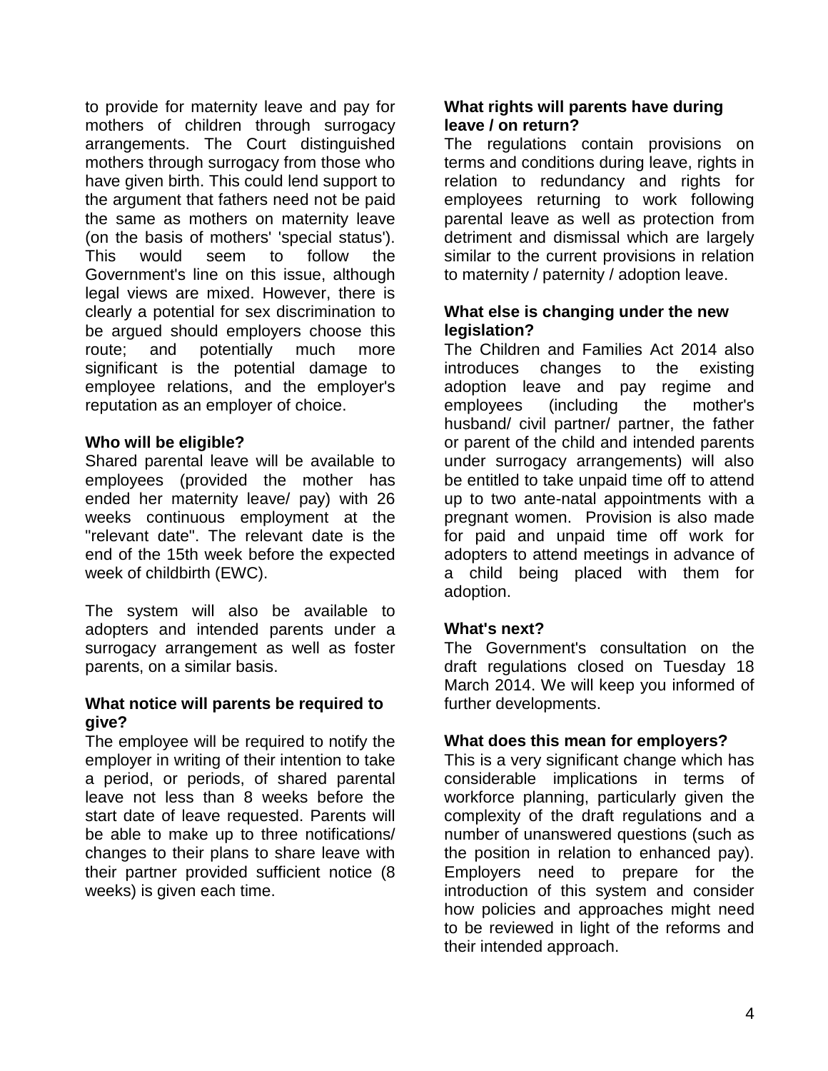to provide for maternity leave and pay for mothers of children through surrogacy arrangements. The Court distinguished mothers through surrogacy from those who have given birth. This could lend support to the argument that fathers need not be paid the same as mothers on maternity leave (on the basis of mothers' 'special status'). This would seem to follow the Government's line on this issue, although legal views are mixed. However, there is clearly a potential for sex discrimination to be argued should employers choose this route; and potentially much more significant is the potential damage to employee relations, and the employer's reputation as an employer of choice.

**Who will be eligible?**

Shared parental leave will be available to employees (provided the mother has ended her maternity leave/ pay) with 26 weeks continuous employment at the "relevant date". The relevant date is the end of the 15th week before the expected week of childbirth (EWC).

The system will also be available to adopters and intended parents under a surrogacy arrangement as well as foster parents, on a similar basis.

**What notice will parents be required to give?**

The employee will be required to notify the employer in writing of their intention to take a period, or periods, of shared parental leave not less than 8 weeks before the start date of leave requested. Parents will be able to make up to three notifications/ changes to their plans to share leave with their partner provided sufficient notice (8 weeks) is given each time.

**What rights will parents have during leave / on return?**

The regulations contain provisions on terms and conditions during leave, rights in relation to redundancy and rights for employees returning to work following parental leave as well as protection from detriment and dismissal which are largely similar to the current provisions in relation to maternity / paternity / adoption leave.

**What else is changing under the new legislation?**

The Children and Families Act 2014 also introduces changes to the existing adoption leave and pay regime and employees (including the mother's husband/ civil partner/ partner, the father or parent of the child and intended parents under surrogacy arrangements) will also be entitled to take unpaid time off to attend up to two ante-natal appointments with a pregnant women. Provision is also made for paid and unpaid time off work for adopters to attend meetings in advance of a child being placed with them for adoption.

**What's next?**

The Government's consultation on the draft regulations closed on Tuesday 18 March 2014. We will keep you informed of further developments.

**What does this mean for employers?**

This is a very significant change which has considerable implications in terms of workforce planning, particularly given the complexity of the draft regulations and a number of unanswered questions (such as the position in relation to enhanced pay). Employers need to prepare for the introduction of this system and consider how policies and approaches might need to be reviewed in light of the reforms and their intended approach.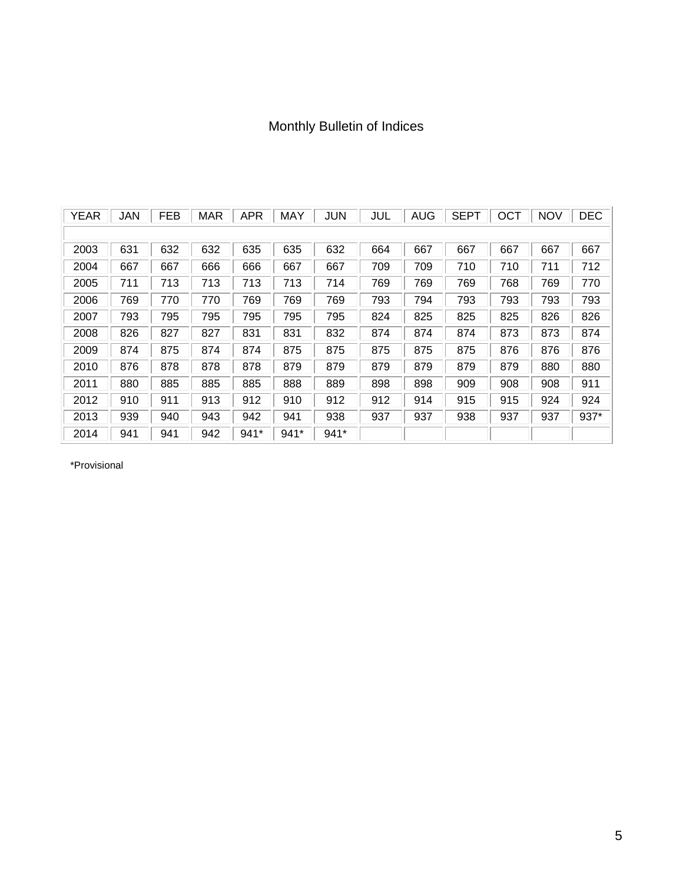# Monthly Bulletin of Indices

| YEAR | JAN | FEB | MAR | APR | MAY | JUN | JUL | AUG | SEPT | OCT | NOV | DEC |
|---|---|---|---|---|---|---|---|---|---|---|---|---|
| 2003 | 631 | 632 | 632 | 635 | 635 | 632 | 664 | 667 | 667 | 667 | 667 | 667 |
| 2004 | 667 | 667 | 666 | 666 | 667 | 667 | 709 | 709 | 710 | 710 | 711 | 712 |
| 2005 | 711 | 713 | 713 | 713 | 713 | 714 | 769 | 769 | 769 | 768 | 769 | 770 |
| 2006 | 769 | 770 | 770 | 769 | 769 | 769 | 793 | 794 | 793 | 793 | 793 | 793 |
| 2007 | 793 | 795 | 795 | 795 | 795 | 795 | 824 | 825 | 825 | 825 | 826 | 826 |
| 2008 | 826 | 827 | 827 | 831 | 831 | 832 | 874 | 874 | 874 | 873 | 873 | 874 |
| 2009 | 874 | 875 | 874 | 874 | 875 | 875 | 875 | 875 | 875 | 876 | 876 | 876 |
| 2010 | 876 | 878 | 878 | 878 | 879 | 879 | 879 | 879 | 879 | 879 | 880 | 880 |
| 2011 | 880 | 885 | 885 | 885 | 888 | 889 | 898 | 898 | 909 | 908 | 908 | 911 |
| 2012 | 910 | 911 | 913 | 912 | 910 | 912 | 912 | 914 | 915 | 915 | 924 | 924 |
| 2013 | 939 | 940 | 943 | 942 | 941 | 938 | 937 | 937 | 938 | 937 | 937 | 937* |
| 2014 | 941 | 941 | 942 | 941* | 941* | 941* | | | | | | |

*Provisional